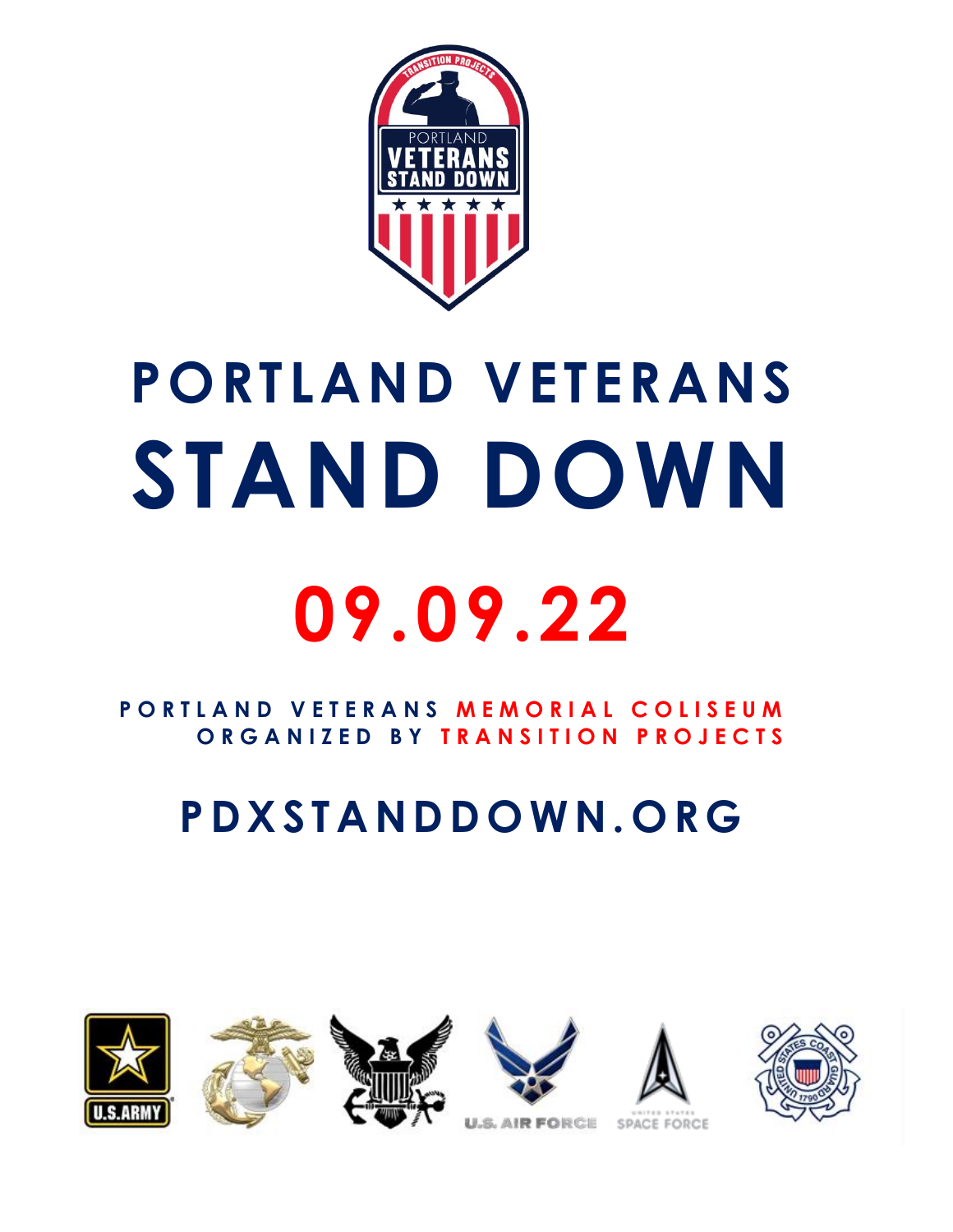# PORTLAND VETERANS STAND DOWN

## 09.09.22

PORTLAND VETERANS MEMORIAL COLISEUM
ORGANIZED BY TRANSITION PROJECTS

## PDXSTANDDOWN.ORG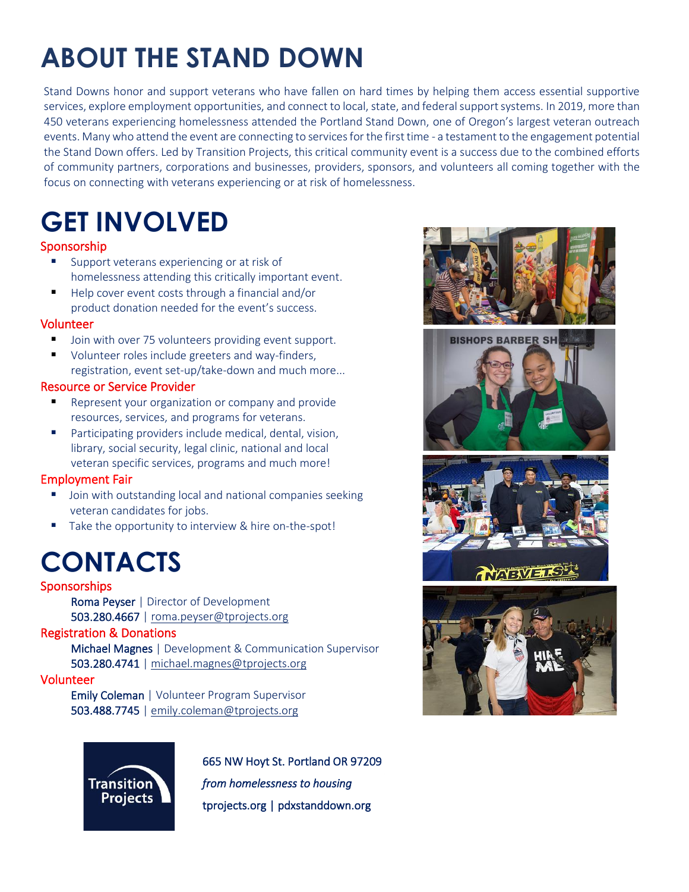# ABOUT THE STAND DOWN

Stand Downs honor and support veterans who have fallen on hard times by helping them access essential supportive services, explore employment opportunities, and connect to local, state, and federal support systems. In 2019, more than 450 veterans experiencing homelessness attended the Portland Stand Down, one of Oregon's largest veteran outreach events. Many who attend the event are connecting to services for the first time - a testament to the engagement potential the Stand Down offers. Led by Transition Projects, this critical community event is a success due to the combined efforts of community partners, corporations and businesses, providers, sponsors, and volunteers all coming together with the focus on connecting with veterans experiencing or at risk of homelessness.

# GET INVOLVED

### Sponsorship

- Support veterans experiencing or at risk of homelessness attending this critically important event.
- Help cover event costs through a financial and/or product donation needed for the event's success.

### Volunteer

- Join with over 75 volunteers providing event support.
- Volunteer roles include greeters and way-finders, registration, event set-up/take-down and much more...

### Resource or Service Provider

- Represent your organization or company and provide resources, services, and programs for veterans.
- Participating providers include medical, dental, vision, library, social security, legal clinic, national and local veteran specific services, programs and much more!

### Employment Fair

- Join with outstanding local and national companies seeking veteran candidates for jobs.
- Take the opportunity to interview & hire on-the-spot!

# CONTACTS

### Sponsorships

**Roma Peyser** | Director of Development
**503.280.4667** | roma.peyser@tprojects.org

### Registration & Donations

**Michael Magnes** | Development & Communication Supervisor
**503.280.4741** | michael.magnes@tprojects.org

### Volunteer

**Emily Coleman** | Volunteer Program Supervisor
**503.488.7745** | emily.coleman@tprojects.org

Transition Projects

665 NW Hoyt St. Portland OR 97209

*from homelessness to housing*

tprojects.org | pdxstanddown.org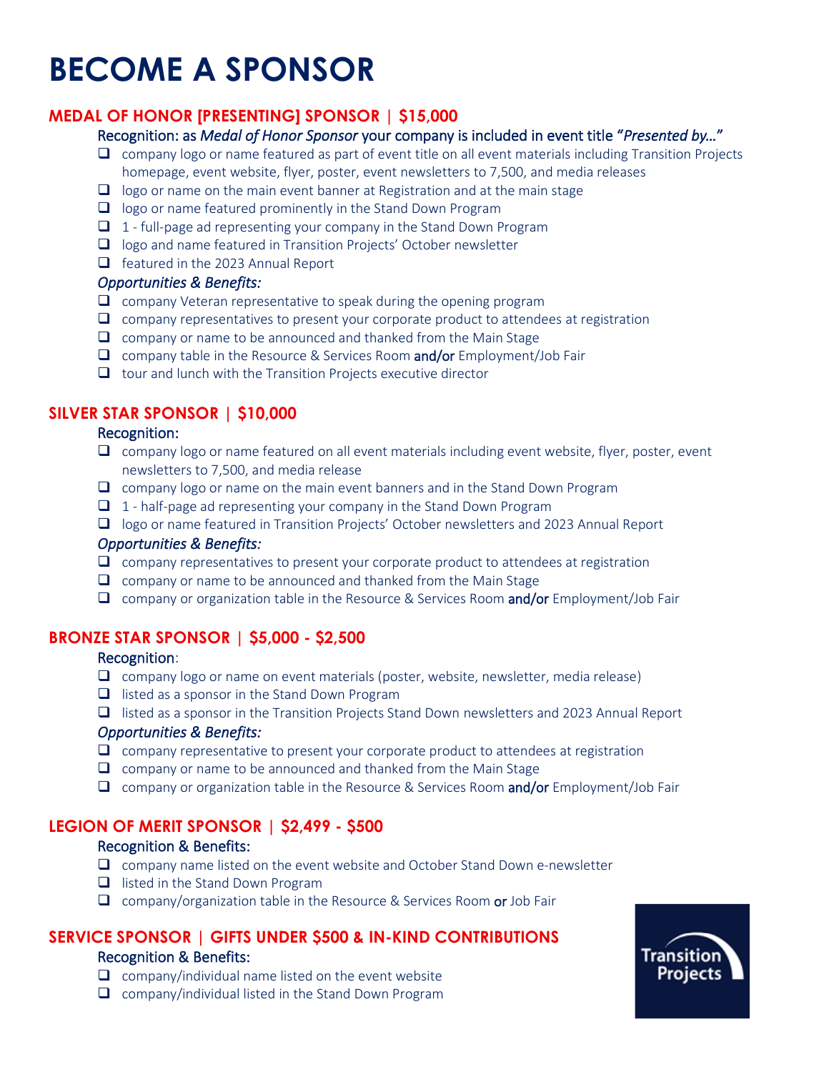# BECOME A SPONSOR

## MEDAL OF HONOR [PRESENTING] SPONSOR | $15,000

Recognition: as *Medal of Honor Sponsor* your company is included in event title "*Presented by…*"

- ❑ company logo or name featured as part of event title on all event materials including Transition Projects homepage, event website, flyer, poster, event newsletters to 7,500, and media releases
- ❑ logo or name on the main event banner at Registration and at the main stage
- ❑ logo or name featured prominently in the Stand Down Program
- ❑ 1 - full-page ad representing your company in the Stand Down Program
- ❑ logo and name featured in Transition Projects' October newsletter
- ❑ featured in the 2023 Annual Report

*Opportunities & Benefits:*

- ❑ company Veteran representative to speak during the opening program
- ❑ company representatives to present your corporate product to attendees at registration
- ❑ company or name to be announced and thanked from the Main Stage
- ❑ company table in the Resource & Services Room and/or Employment/Job Fair
- ❑ tour and lunch with the Transition Projects executive director

## SILVER STAR SPONSOR | $10,000

Recognition:

- ❑ company logo or name featured on all event materials including event website, flyer, poster, event newsletters to 7,500, and media release
- ❑ company logo or name on the main event banners and in the Stand Down Program
- ❑ 1 - half-page ad representing your company in the Stand Down Program
- ❑ logo or name featured in Transition Projects' October newsletters and 2023 Annual Report

*Opportunities & Benefits:*

- ❑ company representatives to present your corporate product to attendees at registration
- ❑ company or name to be announced and thanked from the Main Stage
- ❑ company or organization table in the Resource & Services Room and/or Employment/Job Fair

## BRONZE STAR SPONSOR | $5,000 - $2,500

Recognition:

- ❑ company logo or name on event materials (poster, website, newsletter, media release)
- ❑ listed as a sponsor in the Stand Down Program
- ❑ listed as a sponsor in the Transition Projects Stand Down newsletters and 2023 Annual Report

*Opportunities & Benefits:*

- ❑ company representative to present your corporate product to attendees at registration
- ❑ company or name to be announced and thanked from the Main Stage
- ❑ company or organization table in the Resource & Services Room and/or Employment/Job Fair

## LEGION OF MERIT SPONSOR | $2,499 - $500

Recognition & Benefits:

- ❑ company name listed on the event website and October Stand Down e-newsletter
- ❑ listed in the Stand Down Program
- ❑ company/organization table in the Resource & Services Room or Job Fair

## SERVICE SPONSOR | GIFTS UNDER $500 & IN-KIND CONTRIBUTIONS

Recognition & Benefits:

- ❑ company/individual name listed on the event website
- ❑ company/individual listed in the Stand Down Program

Transition Projects